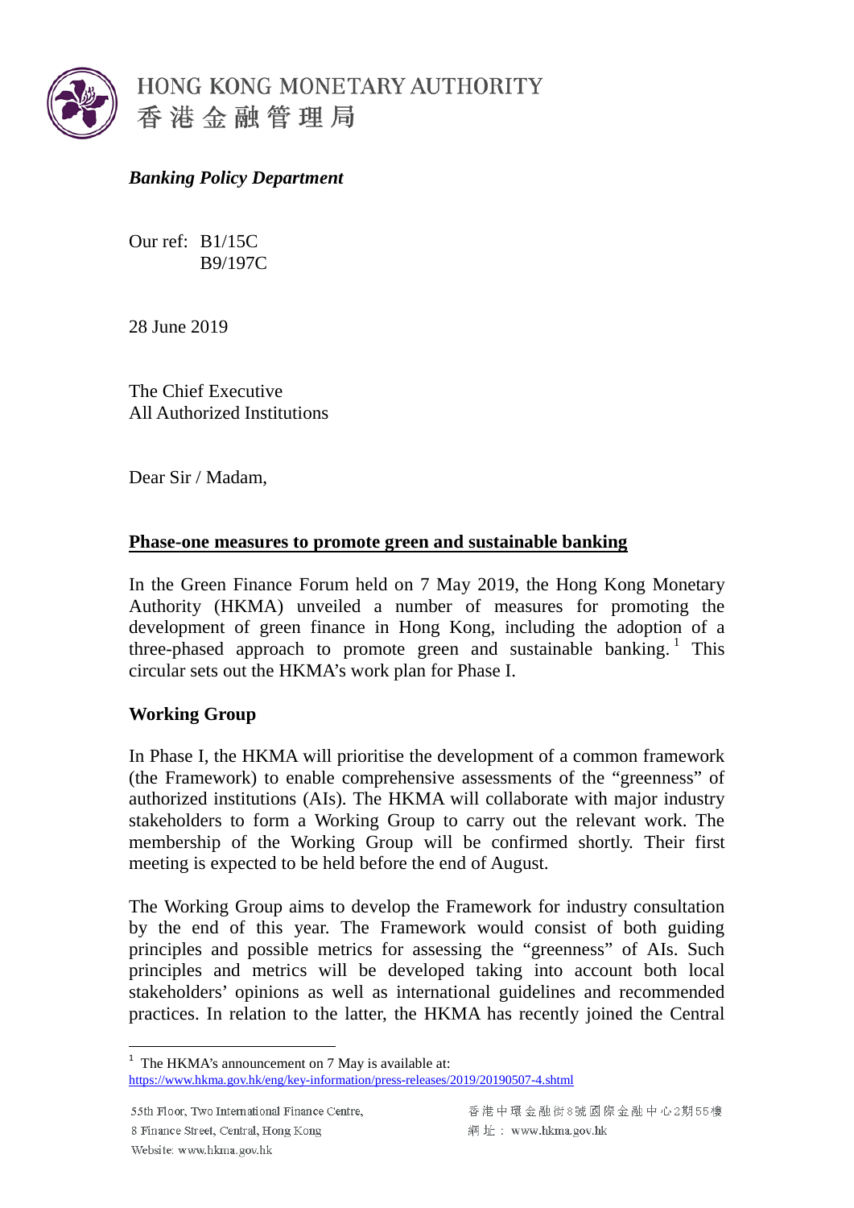HONG KONG MONETARY AUTHORITY
香港金融管理局

***Banking Policy Department***

Our ref: B1/15C
B9/197C

28 June 2019

The Chief Executive
All Authorized Institutions

Dear Sir / Madam,

**<u>Phase-one measures to promote green and sustainable banking</u>**

In the Green Finance Forum held on 7 May 2019, the Hong Kong Monetary Authority (HKMA) unveiled a number of measures for promoting the development of green finance in Hong Kong, including the adoption of a three-phased approach to promote green and sustainable banking.[1] This circular sets out the HKMA's work plan for Phase I.

**Working Group**

In Phase I, the HKMA will prioritise the development of a common framework (the Framework) to enable comprehensive assessments of the "greenness" of authorized institutions (AIs). The HKMA will collaborate with major industry stakeholders to form a Working Group to carry out the relevant work. The membership of the Working Group will be confirmed shortly. Their first meeting is expected to be held before the end of August.

The Working Group aims to develop the Framework for industry consultation by the end of this year. The Framework would consist of both guiding principles and possible metrics for assessing the "greenness" of AIs. Such principles and metrics will be developed taking into account both local stakeholders' opinions as well as international guidelines and recommended practices. In relation to the latter, the HKMA has recently joined the Central

[1] The HKMA's announcement on 7 May is available at: https://www.hkma.gov.hk/eng/key-information/press-releases/2019/20190507-4.shtml

55th Floor, Two International Finance Centre,
8 Finance Street, Central, Hong Kong
Website: www.hkma.gov.hk

香港中環金融街8號國際金融中心2期55樓
網址：www.hkma.gov.hk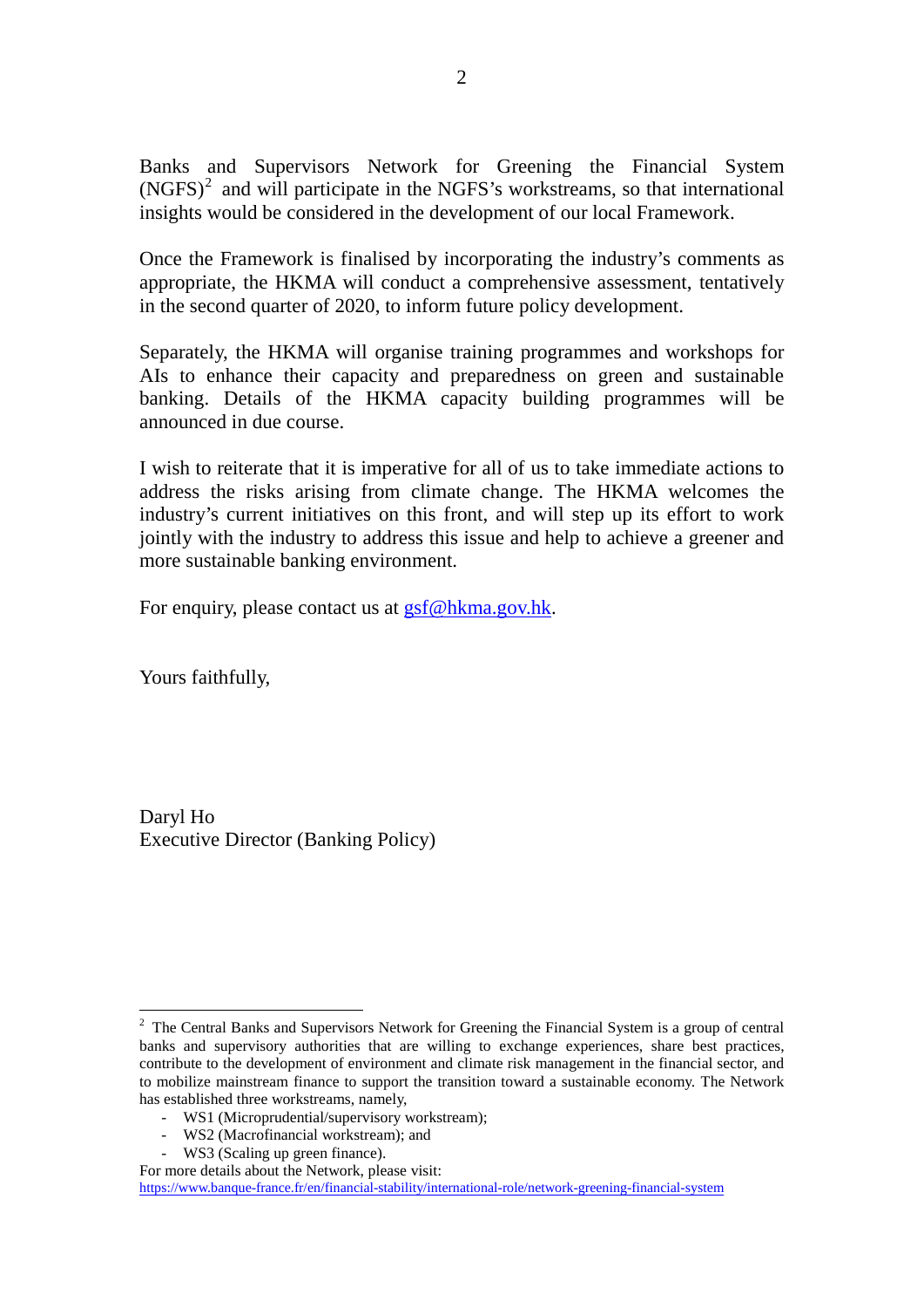Banks and Supervisors Network for Greening the Financial System (NGFS)[2] and will participate in the NGFS's workstreams, so that international insights would be considered in the development of our local Framework.

Once the Framework is finalised by incorporating the industry's comments as appropriate, the HKMA will conduct a comprehensive assessment, tentatively in the second quarter of 2020, to inform future policy development.

Separately, the HKMA will organise training programmes and workshops for AIs to enhance their capacity and preparedness on green and sustainable banking. Details of the HKMA capacity building programmes will be announced in due course.

I wish to reiterate that it is imperative for all of us to take immediate actions to address the risks arising from climate change. The HKMA welcomes the industry's current initiatives on this front, and will step up its effort to work jointly with the industry to address this issue and help to achieve a greener and more sustainable banking environment.

For enquiry, please contact us at gsf@hkma.gov.hk.

Yours faithfully,

Daryl Ho
Executive Director (Banking Policy)

---

[2] The Central Banks and Supervisors Network for Greening the Financial System is a group of central banks and supervisory authorities that are willing to exchange experiences, share best practices, contribute to the development of environment and climate risk management in the financial sector, and to mobilize mainstream finance to support the transition toward a sustainable economy. The Network has established three workstreams, namely,

- WS1 (Microprudential/supervisory workstream);
- WS2 (Macrofinancial workstream); and
- WS3 (Scaling up green finance).

For more details about the Network, please visit:
https://www.banque-france.fr/en/financial-stability/international-role/network-greening-financial-system